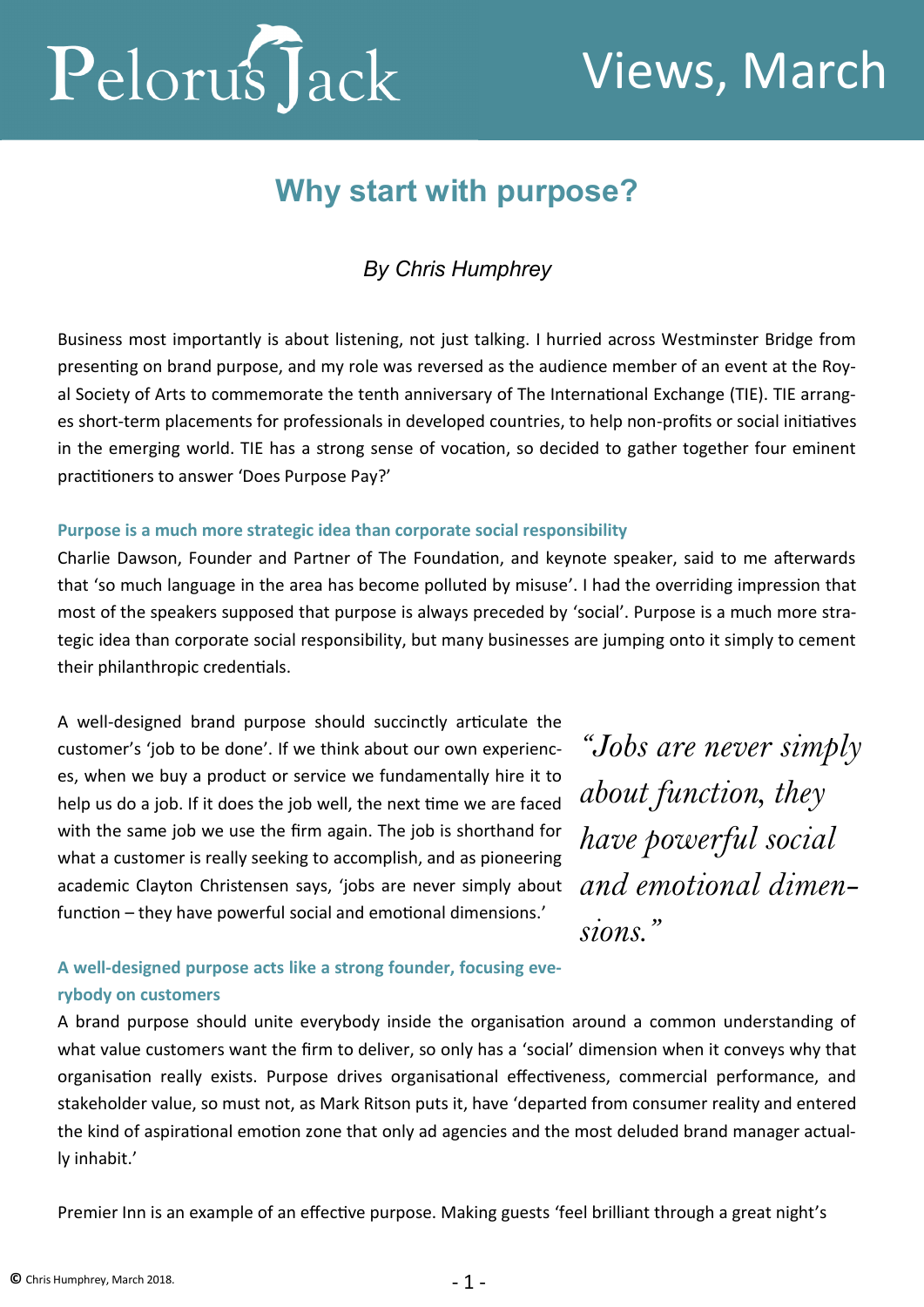# Pelorus Jack — Views, March

## Why start with purpose?

*By Chris Humphrey*

Business most importantly is about listening, not just talking. I hurried across Westminster Bridge from presenting on brand purpose, and my role was reversed as the audience member of an event at the Royal Society of Arts to commemorate the tenth anniversary of The International Exchange (TIE). TIE arranges short-term placements for professionals in developed countries, to help non-profits or social initiatives in the emerging world. TIE has a strong sense of vocation, so decided to gather together four eminent practitioners to answer 'Does Purpose Pay?'

### Purpose is a much more strategic idea than corporate social responsibility

Charlie Dawson, Founder and Partner of The Foundation, and keynote speaker, said to me afterwards that 'so much language in the area has become polluted by misuse'. I had the overriding impression that most of the speakers supposed that purpose is always preceded by 'social'. Purpose is a much more strategic idea than corporate social responsibility, but many businesses are jumping onto it simply to cement their philanthropic credentials.

A well-designed brand purpose should succinctly articulate the customer's 'job to be done'. If we think about our own experiences, when we buy a product or service we fundamentally hire it to help us do a job. If it does the job well, the next time we are faced with the same job we use the firm again. The job is shorthand for what a customer is really seeking to accomplish, and as pioneering academic Clayton Christensen says, 'jobs are never simply about function – they have powerful social and emotional dimensions.'

> *"Jobs are never simply about function, they have powerful social and emotional dimensions."*

### A well-designed purpose acts like a strong founder, focusing everybody on customers

A brand purpose should unite everybody inside the organisation around a common understanding of what value customers want the firm to deliver, so only has a 'social' dimension when it conveys why that organisation really exists. Purpose drives organisational effectiveness, commercial performance, and stakeholder value, so must not, as Mark Ritson puts it, have 'departed from consumer reality and entered the kind of aspirational emotion zone that only ad agencies and the most deluded brand manager actually inhabit.'

Premier Inn is an example of an effective purpose. Making guests 'feel brilliant through a great night's

© Chris Humphrey, March 2018.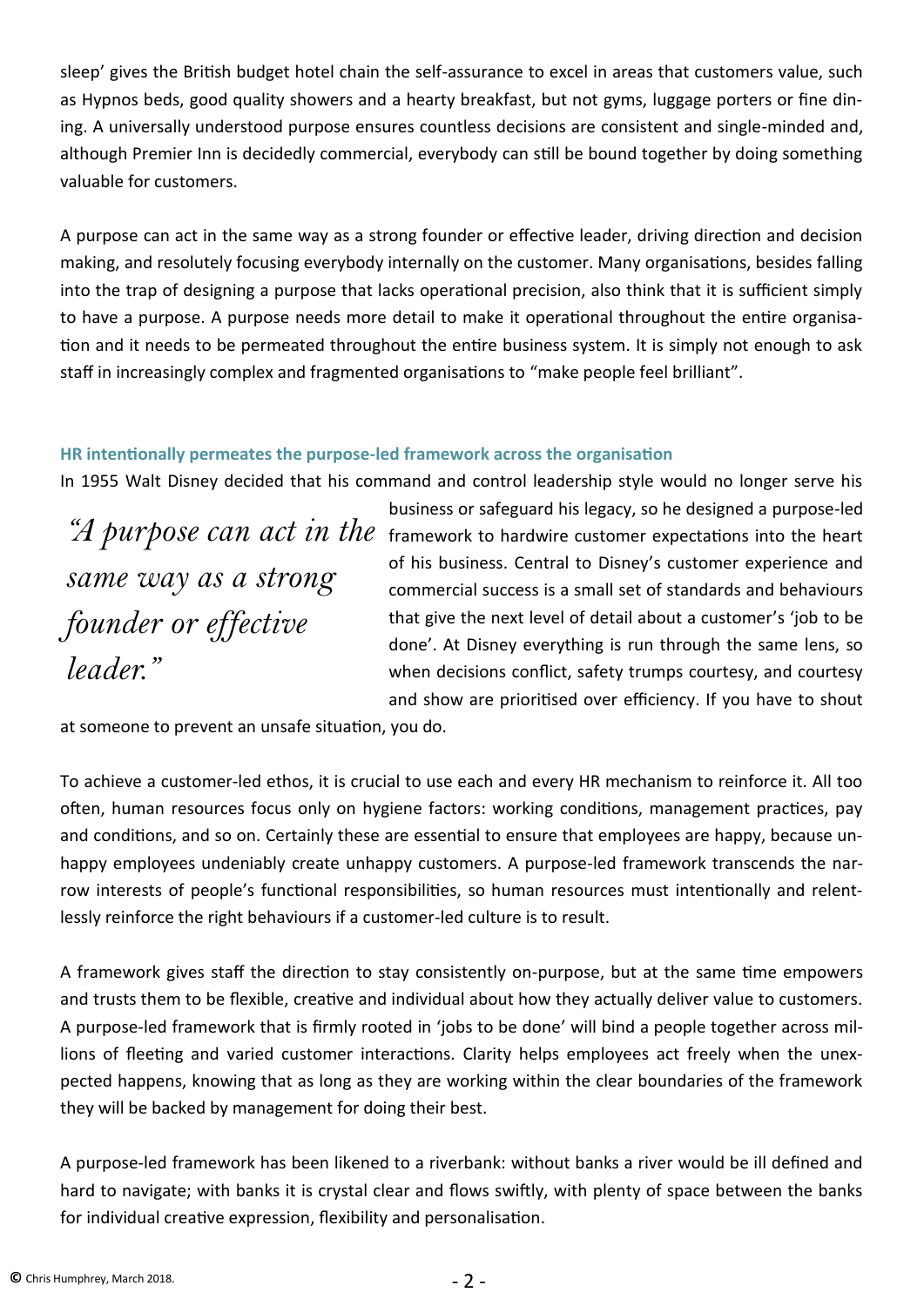sleep' gives the British budget hotel chain the self-assurance to excel in areas that customers value, such as Hypnos beds, good quality showers and a hearty breakfast, but not gyms, luggage porters or fine dining. A universally understood purpose ensures countless decisions are consistent and single-minded and, although Premier Inn is decidedly commercial, everybody can still be bound together by doing something valuable for customers.

A purpose can act in the same way as a strong founder or effective leader, driving direction and decision making, and resolutely focusing everybody internally on the customer. Many organisations, besides falling into the trap of designing a purpose that lacks operational precision, also think that it is sufficient simply to have a purpose. A purpose needs more detail to make it operational throughout the entire organisation and it needs to be permeated throughout the entire business system. It is simply not enough to ask staff in increasingly complex and fragmented organisations to "make people feel brilliant".

### HR intentionally permeates the purpose-led framework across the organisation

In 1955 Walt Disney decided that his command and control leadership style would no longer serve his business or safeguard his legacy, so he designed a purpose-led framework to hardwire customer expectations into the heart of his business. Central to Disney's customer experience and commercial success is a small set of standards and behaviours that give the next level of detail about a customer's 'job to be done'. At Disney everything is run through the same lens, so when decisions conflict, safety trumps courtesy, and courtesy and show are prioritised over efficiency. If you have to shout at someone to prevent an unsafe situation, you do.

> *"A purpose can act in the same way as a strong founder or effective leader."*

To achieve a customer-led ethos, it is crucial to use each and every HR mechanism to reinforce it. All too often, human resources focus only on hygiene factors: working conditions, management practices, pay and conditions, and so on. Certainly these are essential to ensure that employees are happy, because unhappy employees undeniably create unhappy customers. A purpose-led framework transcends the narrow interests of people's functional responsibilities, so human resources must intentionally and relentlessly reinforce the right behaviours if a customer-led culture is to result.

A framework gives staff the direction to stay consistently on-purpose, but at the same time empowers and trusts them to be flexible, creative and individual about how they actually deliver value to customers. A purpose-led framework that is firmly rooted in 'jobs to be done' will bind a people together across millions of fleeting and varied customer interactions. Clarity helps employees act freely when the unexpected happens, knowing that as long as they are working within the clear boundaries of the framework they will be backed by management for doing their best.

A purpose-led framework has been likened to a riverbank: without banks a river would be ill defined and hard to navigate; with banks it is crystal clear and flows swiftly, with plenty of space between the banks for individual creative expression, flexibility and personalisation.

© Chris Humphrey, March 2018.